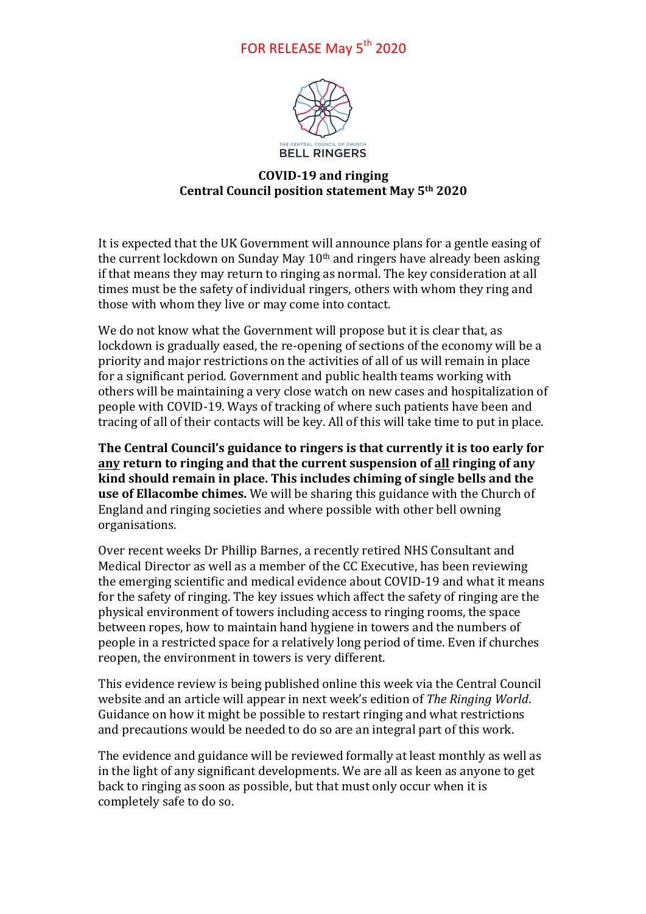FOR RELEASE May 5th 2020

THE CENTRAL COUNCIL OF CHURCH
BELL RINGERS

## COVID-19 and ringing
## Central Council position statement May 5th 2020

It is expected that the UK Government will announce plans for a gentle easing of the current lockdown on Sunday May 10th and ringers have already been asking if that means they may return to ringing as normal. The key consideration at all times must be the safety of individual ringers, others with whom they ring and those with whom they live or may come into contact.

We do not know what the Government will propose but it is clear that, as lockdown is gradually eased, the re-opening of sections of the economy will be a priority and major restrictions on the activities of all of us will remain in place for a significant period. Government and public health teams working with others will be maintaining a very close watch on new cases and hospitalization of people with COVID-19. Ways of tracking of where such patients have been and tracing of all of their contacts will be key. All of this will take time to put in place.

**The Central Council's guidance to ringers is that currently it is too early for <u>any</u> return to ringing and that the current suspension of <u>all</u> ringing of any kind should remain in place. This includes chiming of single bells and the use of Ellacombe chimes.** We will be sharing this guidance with the Church of England and ringing societies and where possible with other bell owning organisations.

Over recent weeks Dr Phillip Barnes, a recently retired NHS Consultant and Medical Director as well as a member of the CC Executive, has been reviewing the emerging scientific and medical evidence about COVID-19 and what it means for the safety of ringing. The key issues which affect the safety of ringing are the physical environment of towers including access to ringing rooms, the space between ropes, how to maintain hand hygiene in towers and the numbers of people in a restricted space for a relatively long period of time. Even if churches reopen, the environment in towers is very different.

This evidence review is being published online this week via the Central Council website and an article will appear in next week's edition of *The Ringing World*. Guidance on how it might be possible to restart ringing and what restrictions and precautions would be needed to do so are an integral part of this work.

The evidence and guidance will be reviewed formally at least monthly as well as in the light of any significant developments. We are all as keen as anyone to get back to ringing as soon as possible, but that must only occur when it is completely safe to do so.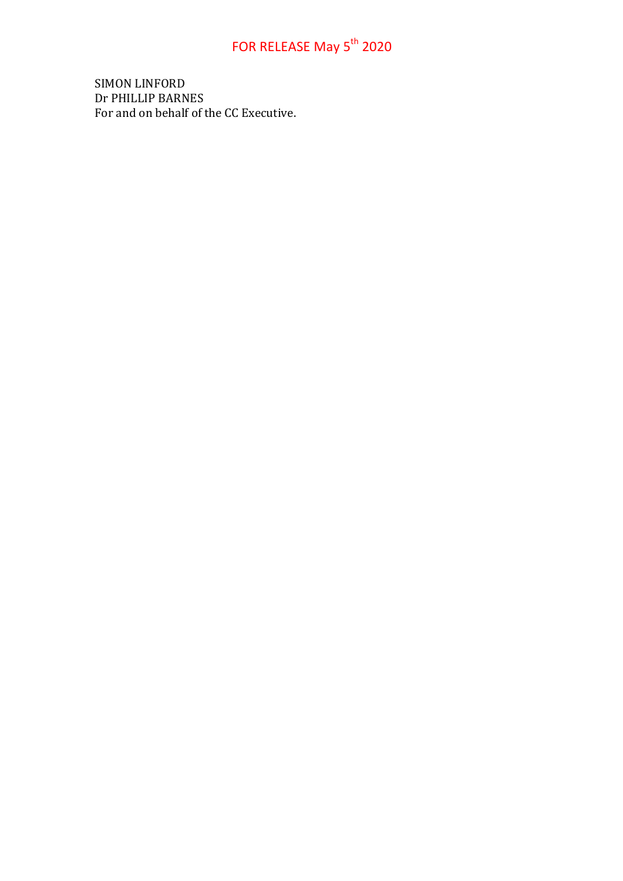SIMON LINFORD
Dr PHILLIP BARNES
For and on behalf of the CC Executive.